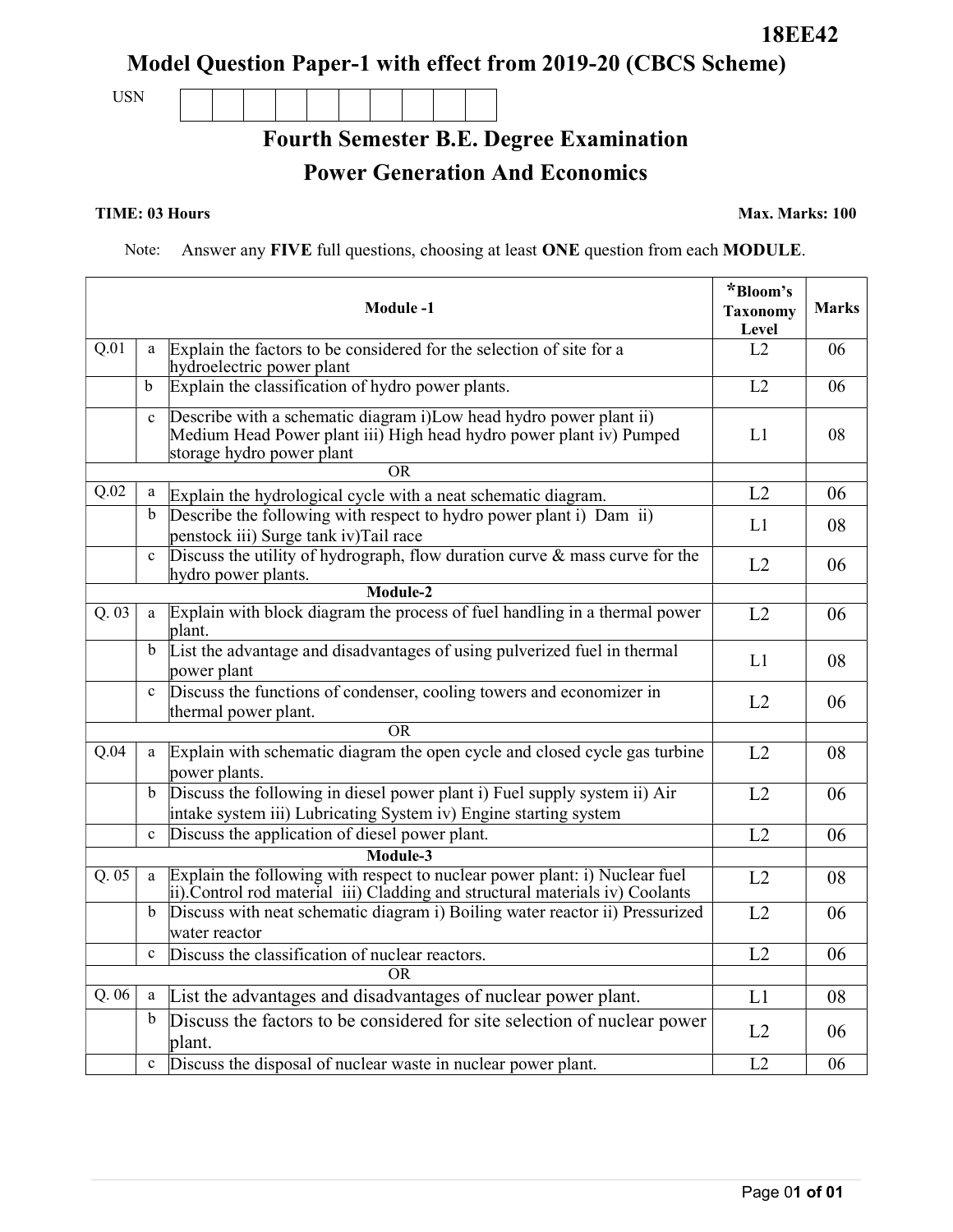**18EE42**

# Model Question Paper-1 with effect from 2019-20 (CBCS Scheme)

USN | | | | | | | | | | |

## Fourth Semester B.E. Degree Examination
## Power Generation And Economics

**TIME: 03 Hours** **Max. Marks: 100**

Note: Answer any **FIVE** full questions, choosing at least **ONE** question from each **MODULE**.

| | | **Module -1** | ***Bloom's Taxonomy Level** | **Marks** |
|---|---|---|---|---|
| Q.01 | a | Explain the factors to be considered for the selection of site for a hydroelectric power plant | L2 | 06 |
| | b | Explain the classification of hydro power plants. | L2 | 06 |
| | c | Describe with a schematic diagram i)Low head hydro power plant ii) Medium Head Power plant iii) High head hydro power plant iv) Pumped storage hydro power plant | L1 | 08 |
| | | OR | | |
| Q.02 | a | Explain the hydrological cycle with a neat schematic diagram. | L2 | 06 |
| | b | Describe the following with respect to hydro power plant i) Dam ii) penstock iii) Surge tank iv)Tail race | L1 | 08 |
| | c | Discuss the utility of hydrograph, flow duration curve & mass curve for the hydro power plants. | L2 | 06 |
| | | **Module-2** | | |
| Q. 03 | a | Explain with block diagram the process of fuel handling in a thermal power plant. | L2 | 06 |
| | b | List the advantage and disadvantages of using pulverized fuel in thermal power plant | L1 | 08 |
| | c | Discuss the functions of condenser, cooling towers and economizer in thermal power plant. | L2 | 06 |
| | | OR | | |
| Q.04 | a | Explain with schematic diagram the open cycle and closed cycle gas turbine power plants. | L2 | 08 |
| | b | Discuss the following in diesel power plant i) Fuel supply system ii) Air intake system iii) Lubricating System iv) Engine starting system | L2 | 06 |
| | c | Discuss the application of diesel power plant. | L2 | 06 |
| | | **Module-3** | | |
| Q. 05 | a | Explain the following with respect to nuclear power plant: i) Nuclear fuel ii).Control rod material iii) Cladding and structural materials iv) Coolants | L2 | 08 |
| | b | Discuss with neat schematic diagram i) Boiling water reactor ii) Pressurized water reactor | L2 | 06 |
| | c | Discuss the classification of nuclear reactors. | L2 | 06 |
| | | OR | | |
| Q. 06 | a | List the advantages and disadvantages of nuclear power plant. | L1 | 08 |
| | b | Discuss the factors to be considered for site selection of nuclear power plant. | L2 | 06 |
| | c | Discuss the disposal of nuclear waste in nuclear power plant. | L2 | 06 |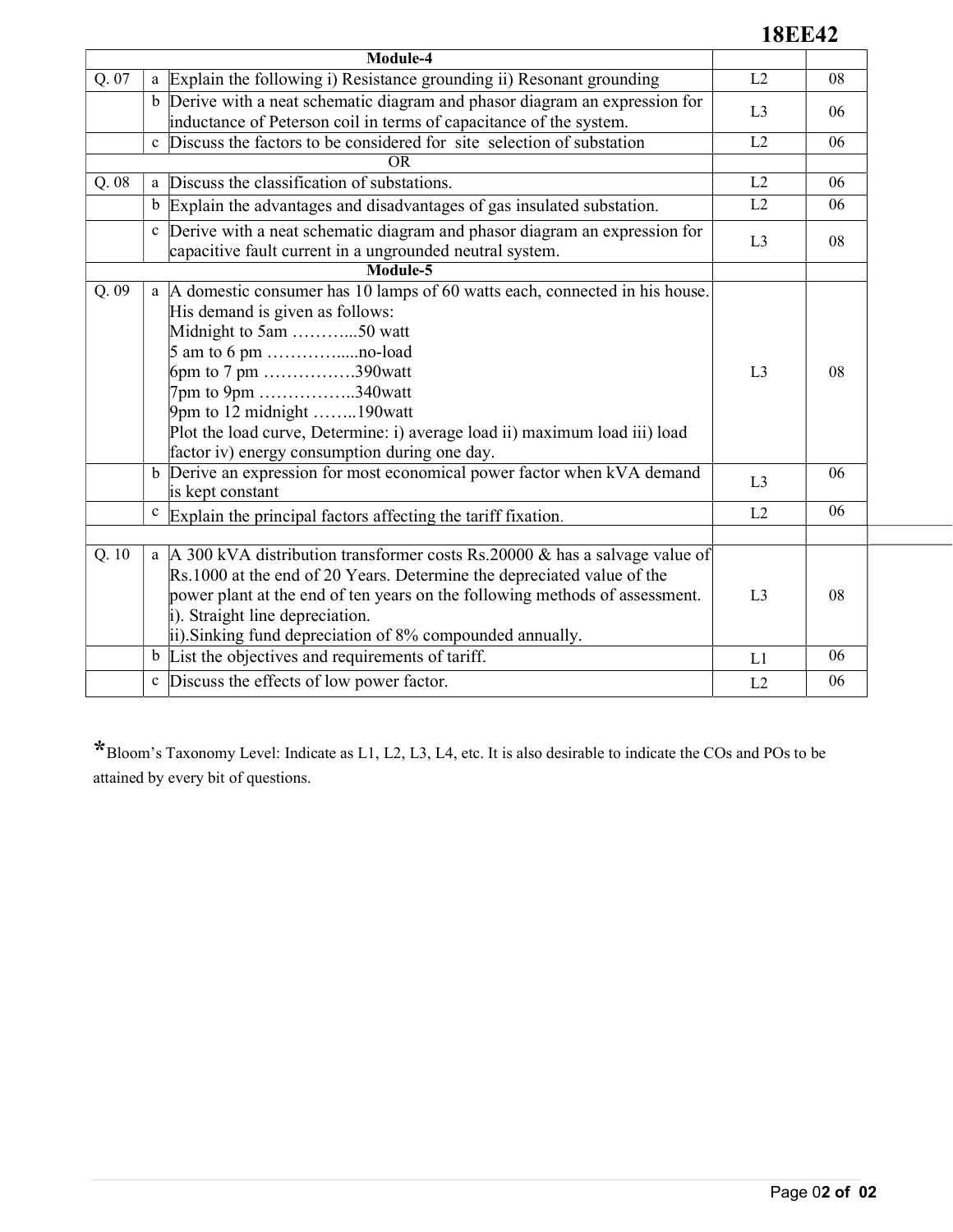| | | Module-4 | | |
|---|---|---|---|---|
| Q. 07 | a | Explain the following i) Resistance grounding ii) Resonant grounding | L2 | 08 |
| | b | Derive with a neat schematic diagram and phasor diagram an expression for inductance of Peterson coil in terms of capacitance of the system. | L3 | 06 |
| | c | Discuss the factors to be considered for site selection of substation | L2 | 06 |
| | | OR | | |
| Q. 08 | a | Discuss the classification of substations. | L2 | 06 |
| | b | Explain the advantages and disadvantages of gas insulated substation. | L2 | 06 |
| | c | Derive with a neat schematic diagram and phasor diagram an expression for capacitive fault current in a ungrounded neutral system. | L3 | 08 |
| | | Module-5 | | |
| Q. 09 | a | A domestic consumer has 10 lamps of 60 watts each, connected in his house. His demand is given as follows:<br>Midnight to 5am ………...50 watt<br>5 am to 6 pm …………....no-load<br>6pm to 7 pm …………….390watt<br>7pm to 9pm ……………..340watt<br>9pm to 12 midnight ……..190watt<br>Plot the load curve, Determine: i) average load ii) maximum load iii) load factor iv) energy consumption during one day. | L3 | 08 |
| | b | Derive an expression for most economical power factor when kVA demand is kept constant | L3 | 06 |
| | c | Explain the principal factors affecting the tariff fixation. | L2 | 06 |
| | | | | |
| Q. 10 | a | A 300 kVA distribution transformer costs Rs.20000 & has a salvage value of Rs.1000 at the end of 20 Years. Determine the depreciated value of the power plant at the end of ten years on the following methods of assessment.<br>i). Straight line depreciation.<br>ii).Sinking fund depreciation of 8% compounded annually. | L3 | 08 |
| | b | List the objectives and requirements of tariff. | L1 | 06 |
| | c | Discuss the effects of low power factor. | L2 | 06 |

*Bloom's Taxonomy Level: Indicate as L1, L2, L3, L4, etc. It is also desirable to indicate the COs and POs to be attained by every bit of questions.